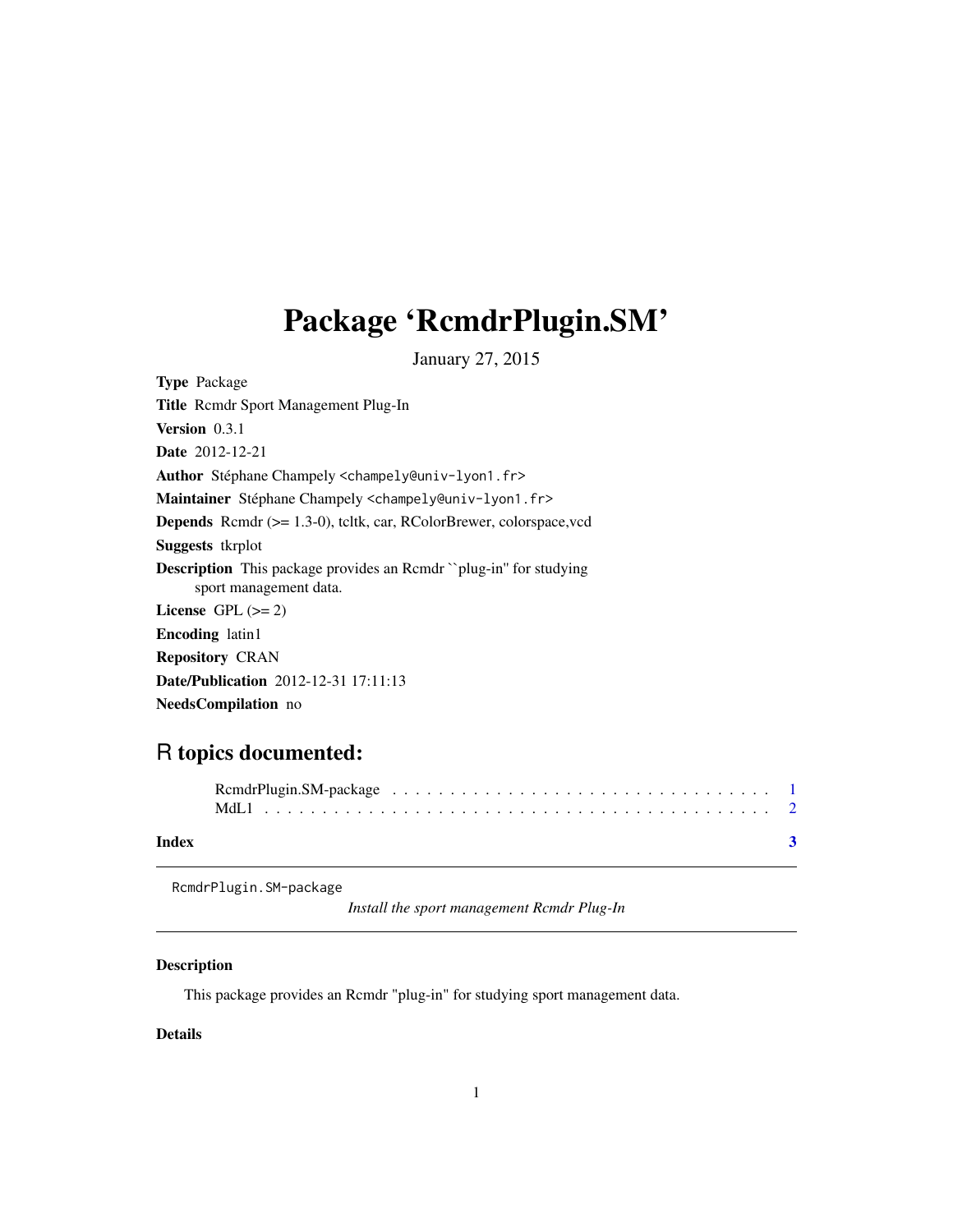# Package ‘RcmdrPlugin.SM’

January 27, 2015

**Type** Package

**Title** Rcmdr Sport Management Plug-In

**Version** 0.3.1

**Date** 2012-12-21

**Author** Stéphane Champely <champely@univ-lyon1.fr>

**Maintainer** Stéphane Champely <champely@univ-lyon1.fr>

**Depends** Rcmdr (>= 1.3-0), tcltk, car, RColorBrewer, colorspace,vcd

**Suggests** tkrplot

**Description** This package provides an Rcmdr ``plug-in'' for studying sport management data.

**License** GPL (>= 2)

**Encoding** latin1

**Repository** CRAN

**Date/Publication** 2012-12-31 17:11:13

**NeedsCompilation** no

## R topics documented:

| | |
|---|---|
| RcmdrPlugin.SM-package | 1 |
| MdL1 | 2 |
| **Index** | **3** |

---

`RcmdrPlugin.SM-package` *Install the sport management Rcmdr Plug-In*

---

### Description

This package provides an Rcmdr "plug-in" for studying sport management data.

### Details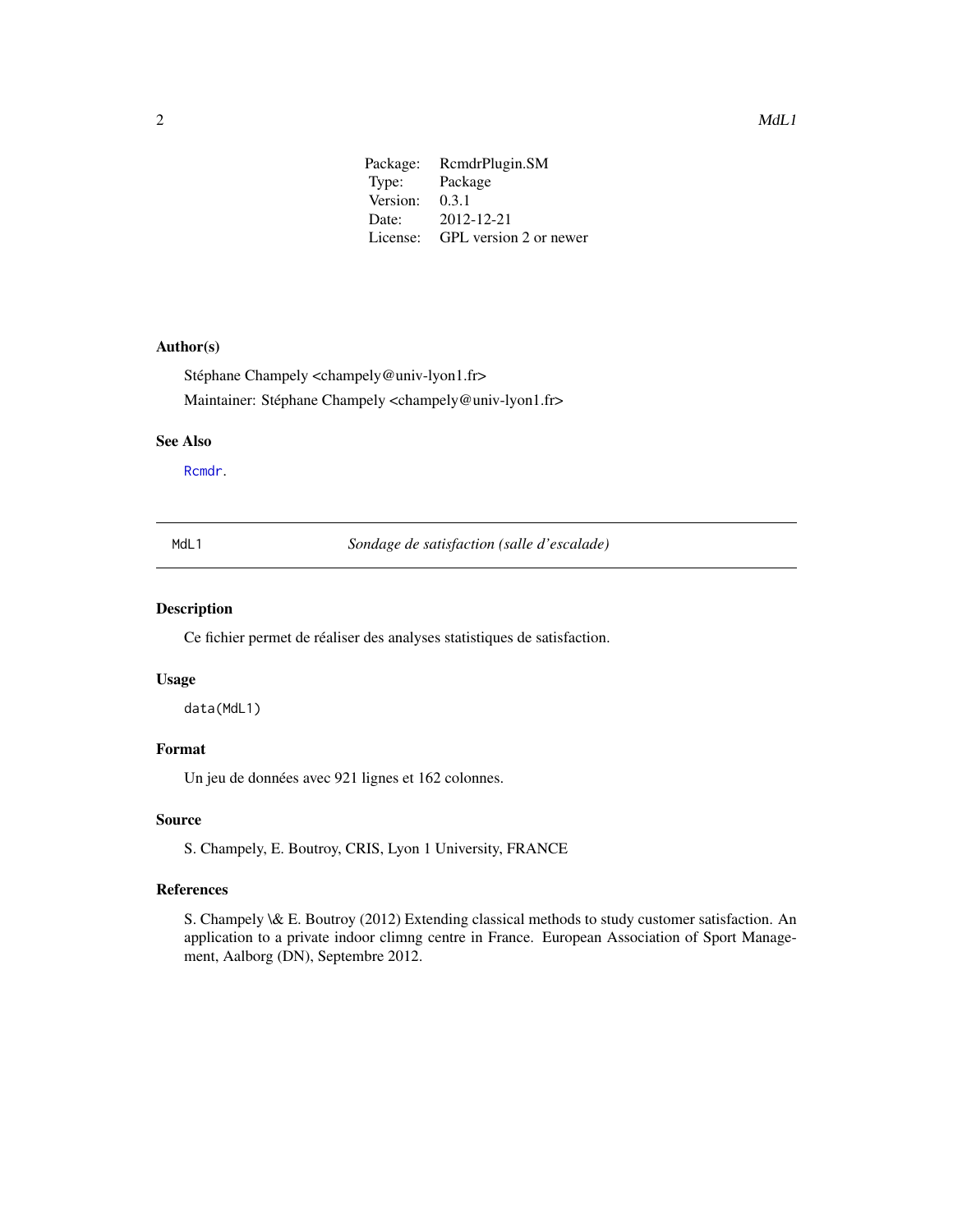| | |
|---|---|
| Package: | RcmdrPlugin.SM |
| Type: | Package |
| Version: | 0.3.1 |
| Date: | 2012-12-21 |
| License: | GPL version 2 or newer |

### Author(s)

Stéphane Champely <champely@univ-lyon1.fr>

Maintainer: Stéphane Champely <champely@univ-lyon1.fr>

### See Also

Rcmdr.

---

## MdL1 — *Sondage de satisfaction (salle d'escalade)*

---

### Description

Ce fichier permet de réaliser des analyses statistiques de satisfaction.

### Usage

```
data(MdL1)
```

### Format

Un jeu de données avec 921 lignes et 162 colonnes.

### Source

S. Champely, E. Boutroy, CRIS, Lyon 1 University, FRANCE

### References

S. Champely \& E. Boutroy (2012) Extending classical methods to study customer satisfaction. An application to a private indoor climng centre in France. European Association of Sport Management, Aalborg (DN), Septembre 2012.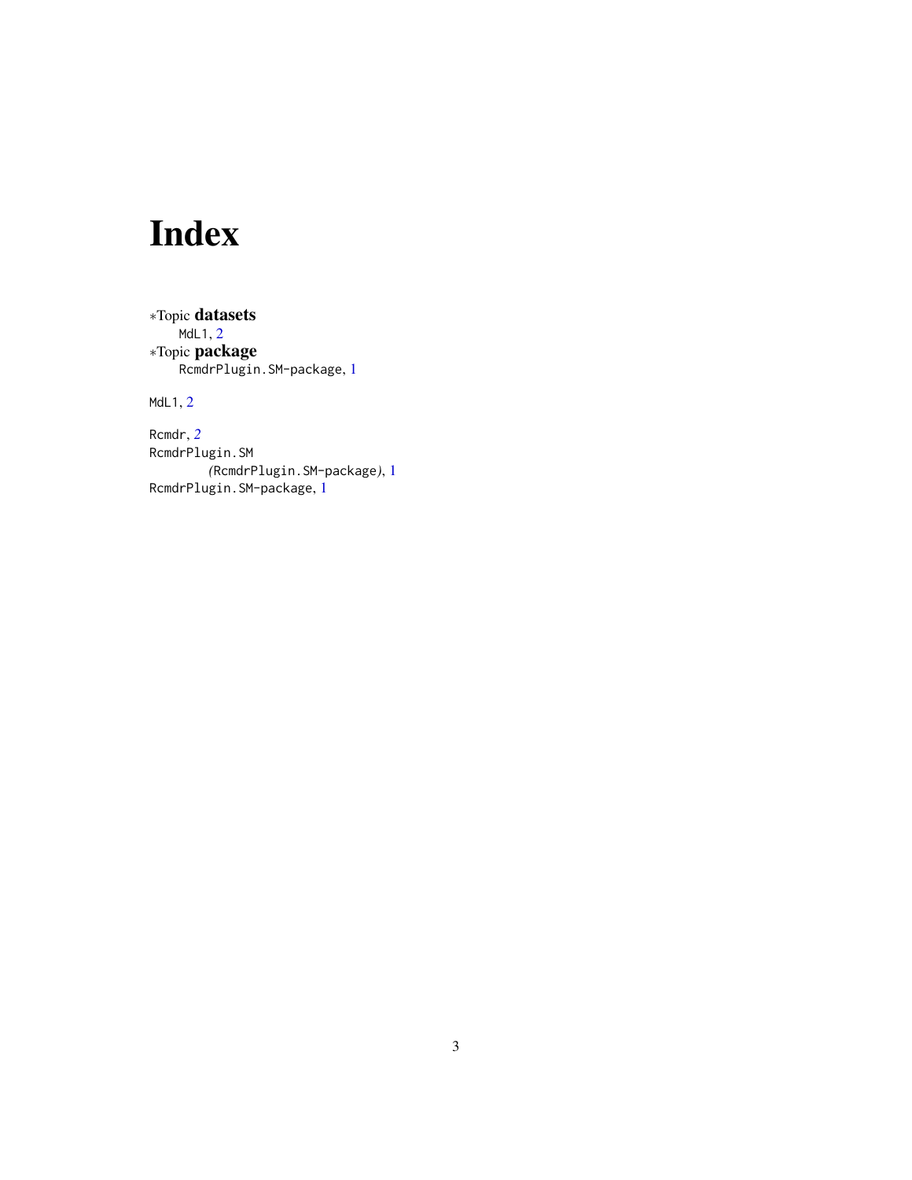# Index

∗Topic **datasets**
  MdL1, 2
∗Topic **package**
  RcmdrPlugin.SM-package, 1

MdL1, 2

Rcmdr, *2*
RcmdrPlugin.SM
  *(*RcmdrPlugin.SM-package*)*, 1
RcmdrPlugin.SM-package, 1